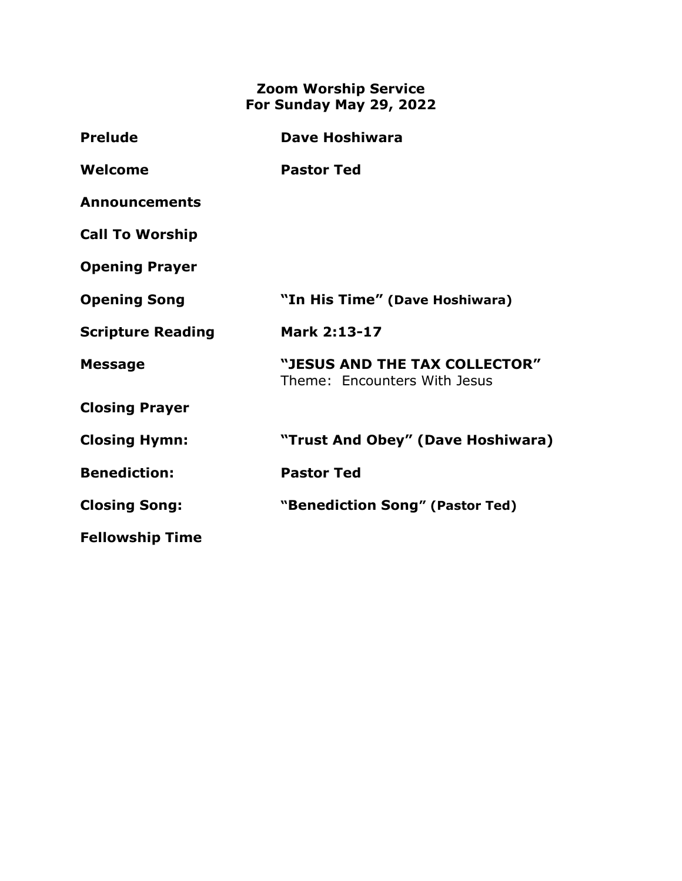# Zoom Worship Service
## For Sunday May 29, 2022

| | |
|---|---|
| **Prelude** | **Dave Hoshiwara** |
| **Welcome** | **Pastor Ted** |
| **Announcements** | |
| **Call To Worship** | |
| **Opening Prayer** | |
| **Opening Song** | **"In His Time" (Dave Hoshiwara)** |
| **Scripture Reading** | **Mark 2:13-17** |
| **Message** | **"JESUS AND THE TAX COLLECTOR"** Theme: Encounters With Jesus |
| **Closing Prayer** | |
| **Closing Hymn:** | **"Trust And Obey" (Dave Hoshiwara)** |
| **Benediction:** | **Pastor Ted** |
| **Closing Song:** | **"Benediction Song" (Pastor Ted)** |
| **Fellowship Time** | |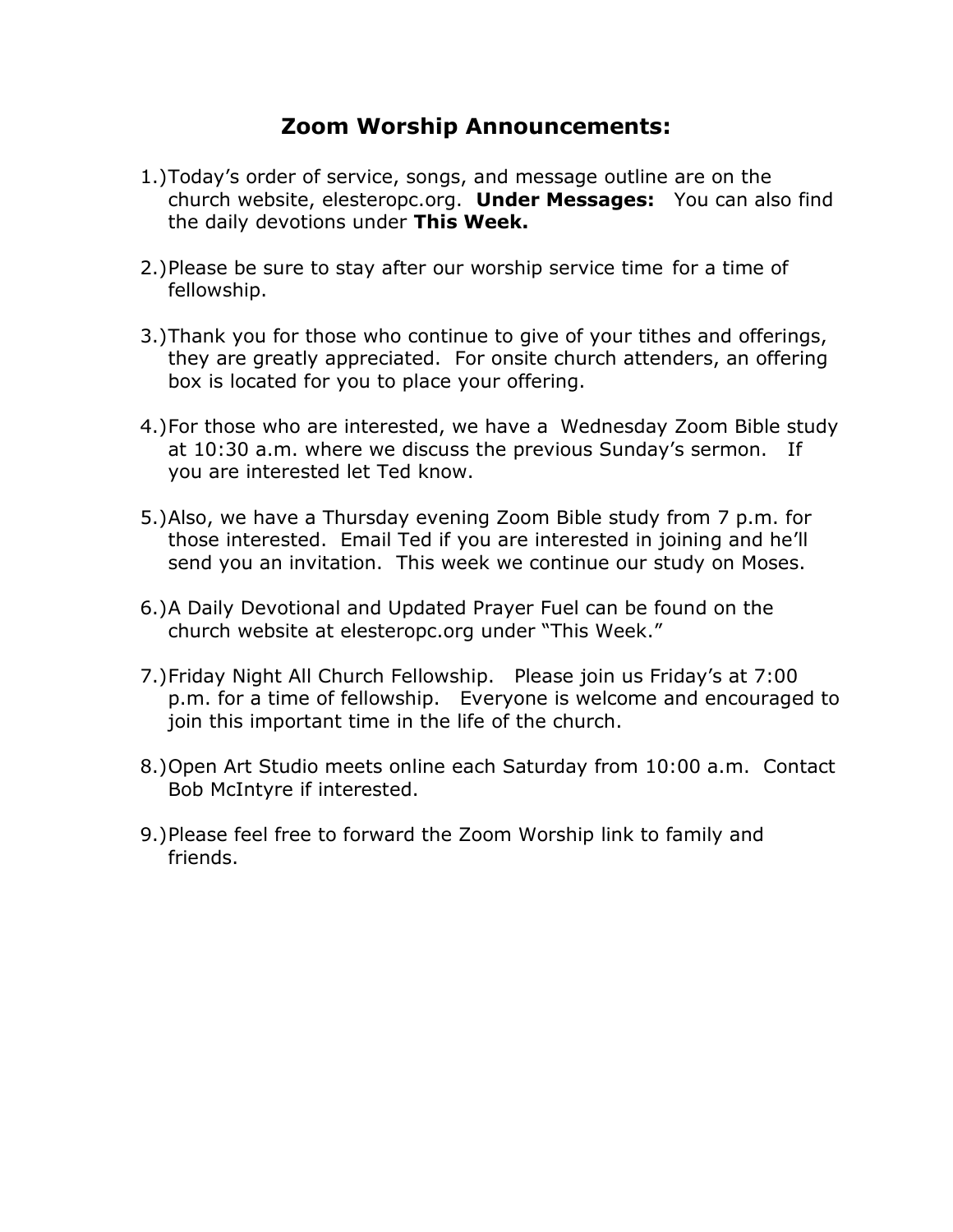## Zoom Worship Announcements:

1.) Today's order of service, songs, and message outline are on the church website, elesteropc.org. **Under Messages:** You can also find the daily devotions under **This Week.**

2.) Please be sure to stay after our worship service time for a time of fellowship.

3.) Thank you for those who continue to give of your tithes and offerings, they are greatly appreciated. For onsite church attenders, an offering box is located for you to place your offering.

4.) For those who are interested, we have a Wednesday Zoom Bible study at 10:30 a.m. where we discuss the previous Sunday's sermon. If you are interested let Ted know.

5.) Also, we have a Thursday evening Zoom Bible study from 7 p.m. for those interested. Email Ted if you are interested in joining and he'll send you an invitation. This week we continue our study on Moses.

6.) A Daily Devotional and Updated Prayer Fuel can be found on the church website at elesteropc.org under "This Week."

7.) Friday Night All Church Fellowship. Please join us Friday's at 7:00 p.m. for a time of fellowship. Everyone is welcome and encouraged to join this important time in the life of the church.

8.) Open Art Studio meets online each Saturday from 10:00 a.m. Contact Bob McIntyre if interested.

9.) Please feel free to forward the Zoom Worship link to family and friends.